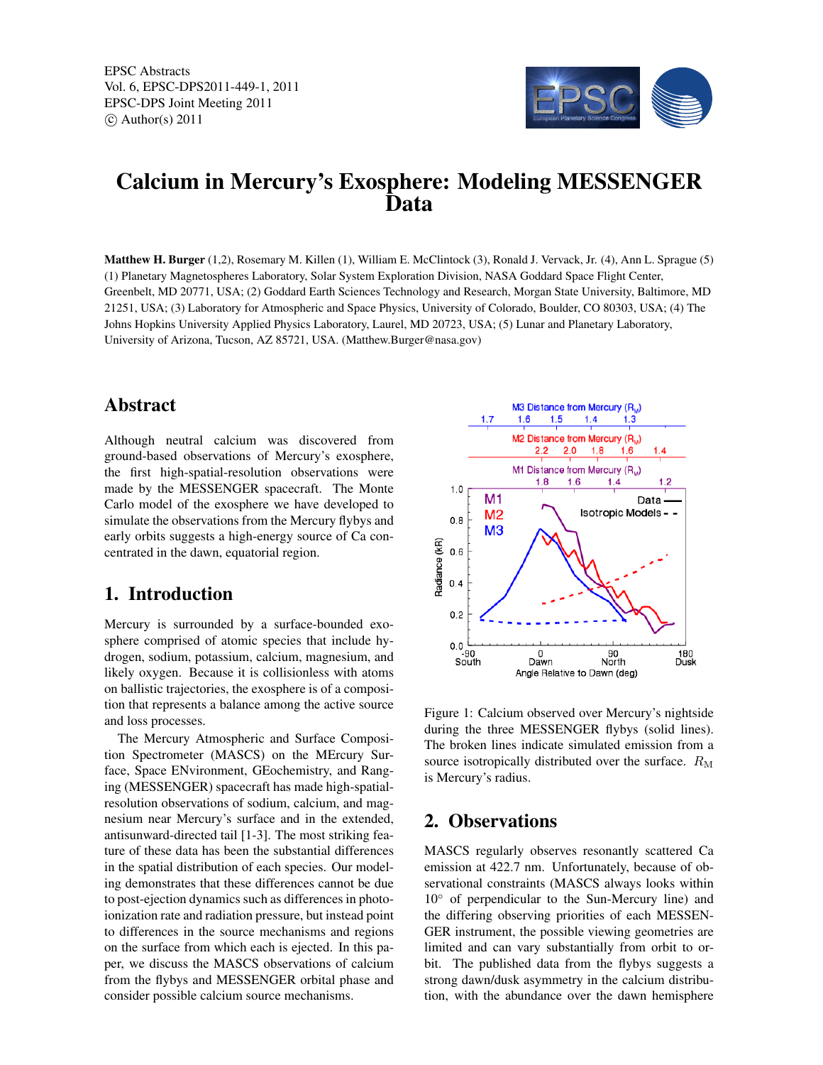EPSC Abstracts
Vol. 6, EPSC-DPS2011-449-1, 2011
EPSC-DPS Joint Meeting 2011
© Author(s) 2011

# Calcium in Mercury's Exosphere: Modeling MESSENGER Data

**Matthew H. Burger** (1,2), Rosemary M. Killen (1), William E. McClintock (3), Ronald J. Vervack, Jr. (4), Ann L. Sprague (5)
(1) Planetary Magnetospheres Laboratory, Solar System Exploration Division, NASA Goddard Space Flight Center, Greenbelt, MD 20771, USA; (2) Goddard Earth Sciences Technology and Research, Morgan State University, Baltimore, MD 21251, USA; (3) Laboratory for Atmospheric and Space Physics, University of Colorado, Boulder, CO 80303, USA; (4) The Johns Hopkins University Applied Physics Laboratory, Laurel, MD 20723, USA; (5) Lunar and Planetary Laboratory, University of Arizona, Tucson, AZ 85721, USA. (Matthew.Burger@nasa.gov)

## Abstract

Although neutral calcium was discovered from ground-based observations of Mercury's exosphere, the first high-spatial-resolution observations were made by the MESSENGER spacecraft. The Monte Carlo model of the exosphere we have developed to simulate the observations from the Mercury flybys and early orbits suggests a high-energy source of Ca concentrated in the dawn, equatorial region.

## 1. Introduction

Mercury is surrounded by a surface-bounded exosphere comprised of atomic species that include hydrogen, sodium, potassium, calcium, magnesium, and likely oxygen. Because it is collisionless with atoms on ballistic trajectories, the exosphere is of a composition that represents a balance among the active source and loss processes.

The Mercury Atmospheric and Surface Composition Spectrometer (MASCS) on the MErcury Surface, Space ENvironment, GEochemistry, and Ranging (MESSENGER) spacecraft has made high-spatial-resolution observations of sodium, calcium, and magnesium near Mercury's surface and in the extended, antisunward-directed tail [1-3]. The most striking feature of these data has been the substantial differences in the spatial distribution of each species. Our modeling demonstrates that these differences cannot be due to post-ejection dynamics such as differences in photoionization rate and radiation pressure, but instead point to differences in the source mechanisms and regions on the surface from which each is ejected. In this paper, we discuss the MASCS observations of calcium from the flybys and MESSENGER orbital phase and consider possible calcium source mechanisms.

Figure 1: Calcium observed over Mercury's nightside during the three MESSENGER flybys (solid lines). The broken lines indicate simulated emission from a source isotropically distributed over the surface. $R_{\mathrm{M}}$ is Mercury's radius.

## 2. Observations

MASCS regularly observes resonantly scattered Ca emission at 422.7 nm. Unfortunately, because of observational constraints (MASCS always looks within 10° of perpendicular to the Sun-Mercury line) and the differing observing priorities of each MESSENGER instrument, the possible viewing geometries are limited and can vary substantially from orbit to orbit. The published data from the flybys suggests a strong dawn/dusk asymmetry in the calcium distribution, with the abundance over the dawn hemisphere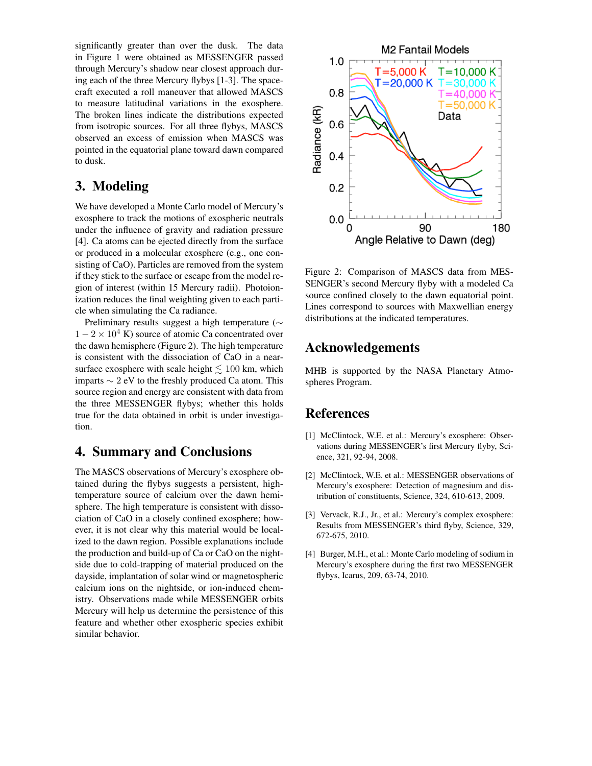significantly greater than over the dusk. The data in Figure 1 were obtained as MESSENGER passed through Mercury's shadow near closest approach during each of the three Mercury flybys [1-3]. The spacecraft executed a roll maneuver that allowed MASCS to measure latitudinal variations in the exosphere. The broken lines indicate the distributions expected from isotropic sources. For all three flybys, MASCS observed an excess of emission when MASCS was pointed in the equatorial plane toward dawn compared to dusk.

## 3. Modeling

We have developed a Monte Carlo model of Mercury's exosphere to track the motions of exospheric neutrals under the influence of gravity and radiation pressure [4]. Ca atoms can be ejected directly from the surface or produced in a molecular exosphere (e.g., one consisting of CaO). Particles are removed from the system if they stick to the surface or escape from the model region of interest (within 15 Mercury radii). Photoionization reduces the final weighting given to each particle when simulating the Ca radiance.

Preliminary results suggest a high temperature ($\sim 1-2\times10^4$ K) source of atomic Ca concentrated over the dawn hemisphere (Figure 2). The high temperature is consistent with the dissociation of CaO in a near-surface exosphere with scale height $\lesssim 100$ km, which imparts $\sim 2$ eV to the freshly produced Ca atom. This source region and energy are consistent with data from the three MESSENGER flybys; whether this holds true for the data obtained in orbit is under investigation.

## 4. Summary and Conclusions

The MASCS observations of Mercury's exosphere obtained during the flybys suggests a persistent, high-temperature source of calcium over the dawn hemisphere. The high temperature is consistent with dissociation of CaO in a closely confined exosphere; however, it is not clear why this material would be localized to the dawn region. Possible explanations include the production and build-up of Ca or CaO on the nightside due to cold-trapping of material produced on the dayside, implantation of solar wind or magnetospheric calcium ions on the nightside, or ion-induced chemistry. Observations made while MESSENGER orbits Mercury will help us determine the persistence of this feature and whether other exospheric species exhibit similar behavior.

M2 Fantail Models

T=5,000 K T=10,000 K T=20,000 K T=30,000 K T=40,000 K T=50,000 K Data

Radiance (kR)

0.0 0.2 0.4 0.6 0.8 1.0

0 90 180

Angle Relative to Dawn (deg)

Figure 2: Comparison of MASCS data from MESSENGER's second Mercury flyby with a modeled Ca source confined closely to the dawn equatorial point. Lines correspond to sources with Maxwellian energy distributions at the indicated temperatures.

## Acknowledgements

MHB is supported by the NASA Planetary Atmospheres Program.

## References

[1] McClintock, W.E. et al.: Mercury's exosphere: Observations during MESSENGER's first Mercury flyby, Science, 321, 92-94, 2008.

[2] McClintock, W.E. et al.: MESSENGER observations of Mercury's exosphere: Detection of magnesium and distribution of constituents, Science, 324, 610-613, 2009.

[3] Vervack, R.J., Jr., et al.: Mercury's complex exosphere: Results from MESSENGER's third flyby, Science, 329, 672-675, 2010.

[4] Burger, M.H., et al.: Monte Carlo modeling of sodium in Mercury's exosphere during the first two MESSENGER flybys, Icarus, 209, 63-74, 2010.